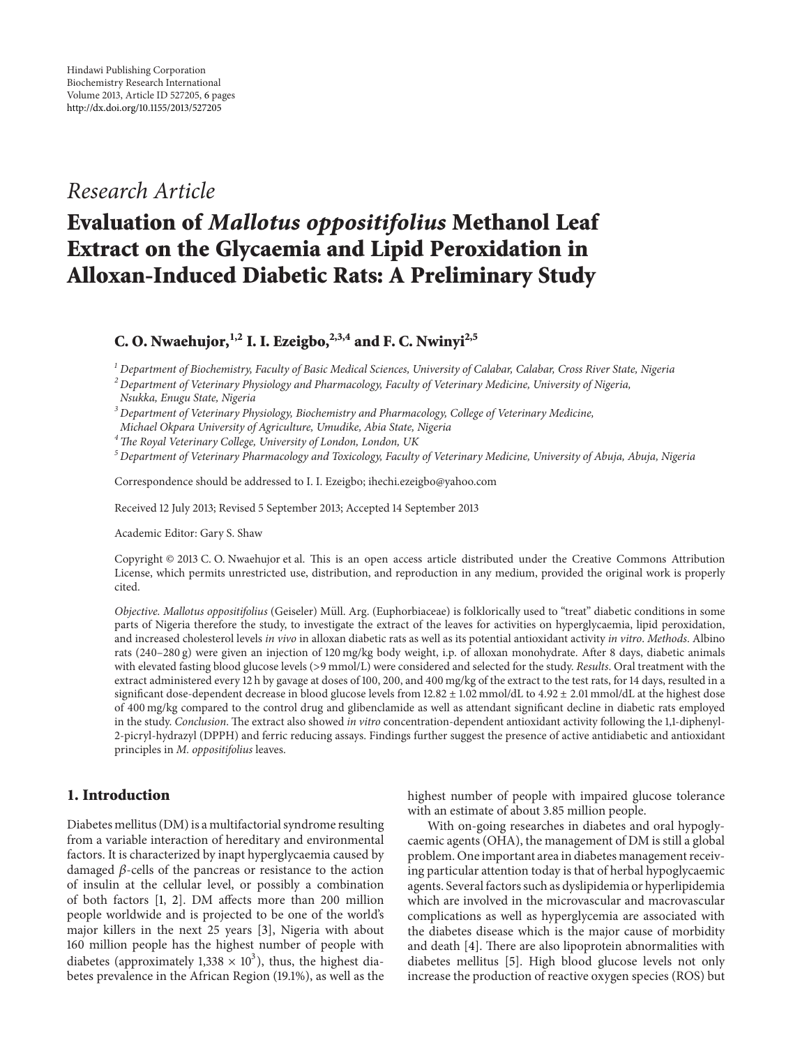Hindawi Publishing Corporation
Biochemistry Research International
Volume 2013, Article ID 527205, 6 pages
http://dx.doi.org/10.1155/2013/527205

*Research Article*

# Evaluation of *Mallotus oppositifolius* Methanol Leaf Extract on the Glycaemia and Lipid Peroxidation in Alloxan-Induced Diabetic Rats: A Preliminary Study

**C. O. Nwaehujor,[1,2] I. I. Ezeigbo,[2,3,4] and F. C. Nwinyi[2,5]**

[1] Department of Biochemistry, Faculty of Basic Medical Sciences, University of Calabar, Calabar, Cross River State, Nigeria
[2] Department of Veterinary Physiology and Pharmacology, Faculty of Veterinary Medicine, University of Nigeria, Nsukka, Enugu State, Nigeria
[3] Department of Veterinary Physiology, Biochemistry and Pharmacology, College of Veterinary Medicine, Michael Okpara University of Agriculture, Umudike, Abia State, Nigeria
[4] The Royal Veterinary College, University of London, London, UK
[5] Department of Veterinary Pharmacology and Toxicology, Faculty of Veterinary Medicine, University of Abuja, Abuja, Nigeria

Correspondence should be addressed to I. I. Ezeigbo; ihechi.ezeigbo@yahoo.com

Received 12 July 2013; Revised 5 September 2013; Accepted 14 September 2013

Academic Editor: Gary S. Shaw

Copyright © 2013 C. O. Nwaehujor et al. This is an open access article distributed under the Creative Commons Attribution License, which permits unrestricted use, distribution, and reproduction in any medium, provided the original work is properly cited.

*Objective*. *Mallotus oppositifolius* (Geiseler) Müll. Arg. (Euphorbiaceae) is folklorically used to "treat" diabetic conditions in some parts of Nigeria therefore the study, to investigate the extract of the leaves for activities on hyperglycaemia, lipid peroxidation, and increased cholesterol levels *in vivo* in alloxan diabetic rats as well as its potential antioxidant activity *in vitro*. *Methods*. Albino rats (240–280 g) were given an injection of 120 mg/kg body weight, i.p. of alloxan monohydrate. After 8 days, diabetic animals with elevated fasting blood glucose levels (>9 mmol/L) were considered and selected for the study. *Results*. Oral treatment with the extract administered every 12 h by gavage at doses of 100, 200, and 400 mg/kg of the extract to the test rats, for 14 days, resulted in a significant dose-dependent decrease in blood glucose levels from 12.82 ± 1.02 mmol/dL to 4.92 ± 2.01 mmol/dL at the highest dose of 400 mg/kg compared to the control drug and glibenclamide as well as attendant significant decline in diabetic rats employed in the study. *Conclusion*. The extract also showed *in vitro* concentration-dependent antioxidant activity following the 1,1-diphenyl-2-picryl-hydrazyl (DPPH) and ferric reducing assays. Findings further suggest the presence of active antidiabetic and antioxidant principles in *M. oppositifolius* leaves.

## 1. Introduction

Diabetes mellitus (DM) is a multifactorial syndrome resulting from a variable interaction of hereditary and environmental factors. It is characterized by inapt hyperglycaemia caused by damaged $\beta$-cells of the pancreas or resistance to the action of insulin at the cellular level, or possibly a combination of both factors [1, 2]. DM affects more than 200 million people worldwide and is projected to be one of the world's major killers in the next 25 years [3], Nigeria with about 160 million people has the highest number of people with diabetes (approximately $1{,}338 \times 10^3$), thus, the highest diabetes prevalence in the African Region (19.1%), as well as the highest number of people with impaired glucose tolerance with an estimate of about 3.85 million people.

With on-going researches in diabetes and oral hypoglycaemic agents (OHA), the management of DM is still a global problem. One important area in diabetes management receiving particular attention today is that of herbal hypoglycaemic agents. Several factors such as dyslipidemia or hyperlipidemia which are involved in the microvascular and macrovascular complications as well as hyperglycemia are associated with the diabetes disease which is the major cause of morbidity and death [4]. There are also lipoprotein abnormalities with diabetes mellitus [5]. High blood glucose levels not only increase the production of reactive oxygen species (ROS) but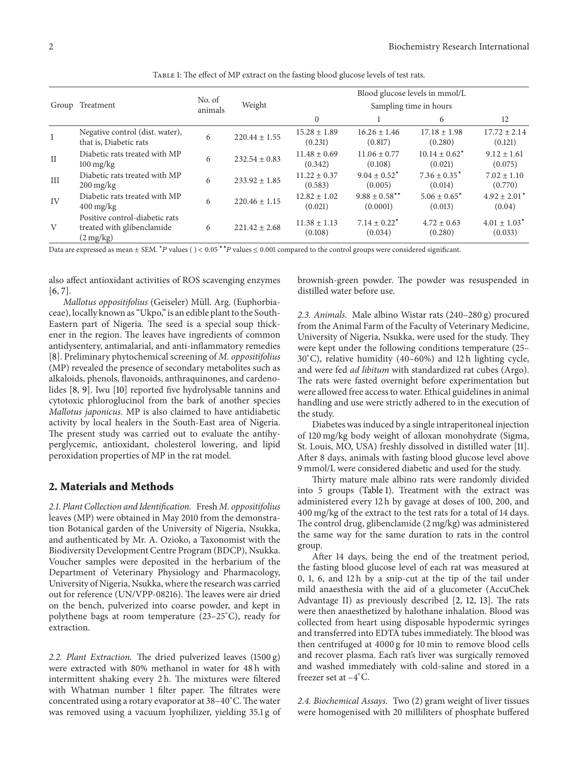Table 1: The effect of MP extract on the fasting blood glucose levels of test rats.

| Group | Treatment | No. of animals | Weight | Blood glucose levels in mmol/L Sampling time in hours | | | |
|---|---|---|---|---|---|---|---|
| | | | | 0 | 1 | 6 | 12 |
| I | Negative control (dist. water), that is, Diabetic rats | 6 | $220.44 \pm 1.55$ | $15.28 \pm 1.89$ (0.231) | $16.26 \pm 1.46$ (0.817) | $17.18 \pm 1.98$ (0.280) | $17.72 \pm 2.14$ (0.121) |
| II | Diabetic rats treated with MP 100 mg/kg | 6 | $232.54 \pm 0.83$ | $11.48 \pm 0.69$ (0.342) | $11.06 \pm 0.77$ (0.108) | $10.14 \pm 0.62^{*}$ (0.021) | $9.12 \pm 1.61$ (0.075) |
| III | Diabetic rats treated with MP 200 mg/kg | 6 | $233.92 \pm 1.85$ | $11.22 \pm 0.37$ (0.583) | $9.04 \pm 0.52^{*}$ (0.005) | $7.36 \pm 0.35^{*}$ (0.014) | $7.02 \pm 1.10$ (0.770) |
| IV | Diabetic rats treated with MP 400 mg/kg | 6 | $220.46 \pm 1.15$ | $12.82 \pm 1.02$ (0.021) | $9.88 \pm 0.58^{**}$ (0.0001) | $5.06 \pm 0.65^{*}$ (0.013) | $4.92 \pm 2.01^{*}$ (0.04) |
| V | Positive control-diabetic rats treated with glibenclamide (2 mg/kg) | 6 | $221.42 \pm 2.68$ | $11.38 \pm 1.13$ (0.108) | $7.14 \pm 0.22^{*}$ (0.034) | $4.72 \pm 0.63$ (0.280) | $4.01 \pm 1.03^{*}$ (0.033) |

Data are expressed as mean ± SEM. $^{*}P$ values ( ) < 0.05 $^{**}P$ values ≤ 0.001 compared to the control groups were considered significant.

also affect antioxidant activities of ROS scavenging enzymes [6, 7].

*Mallotus oppositifolius* (Geiseler) Müll. Arg. (Euphorbiaceae), locally known as "Ukpo," is an edible plant to the South-Eastern part of Nigeria. The seed is a special soup thickener in the region. The leaves have ingredients of common antidysentery, antimalarial, and anti-inflammatory remedies [8]. Preliminary phytochemical screening of *M. oppositifolius* (MP) revealed the presence of secondary metabolites such as alkaloids, phenols, flavonoids, anthraquinones, and cardenolides [8, 9]. Iwu [10] reported five hydrolysable tannins and cytotoxic phloroglucinol from the bark of another species *Mallotus japonicus*. MP is also claimed to have antidiabetic activity by local healers in the South-East area of Nigeria. The present study was carried out to evaluate the antihyperglycemic, antioxidant, cholesterol lowering, and lipid peroxidation properties of MP in the rat model.

## 2. Materials and Methods

*2.1. Plant Collection and Identification.* Fresh *M. oppositifolius* leaves (MP) were obtained in May 2010 from the demonstration Botanical garden of the University of Nigeria, Nsukka, and authenticated by Mr. A. Ozioko, a Taxonomist with the Biodiversity Development Centre Program (BDCP), Nsukka. Voucher samples were deposited in the herbarium of the Department of Veterinary Physiology and Pharmacology, University of Nigeria, Nsukka, where the research was carried out for reference (UN/VPP-08216). The leaves were air dried on the bench, pulverized into coarse powder, and kept in polythene bags at room temperature (23–25°C), ready for extraction.

*2.2. Plant Extraction.* The dried pulverized leaves (1500 g) were extracted with 80% methanol in water for 48 h with intermittent shaking every 2 h. The mixtures were filtered with Whatman number 1 filter paper. The filtrates were concentrated using a rotary evaporator at 38–40°C. The water was removed using a vacuum lyophilizer, yielding 35.1 g of brownish-green powder. The powder was resuspended in distilled water before use.

*2.3. Animals.* Male albino Wistar rats (240–280 g) procured from the Animal Farm of the Faculty of Veterinary Medicine, University of Nigeria, Nsukka, were used for the study. They were kept under the following conditions temperature (25–30°C), relative humidity (40–60%) and 12 h lighting cycle, and were fed *ad libitum* with standardized rat cubes (Argo). The rats were fasted overnight before experimentation but were allowed free access to water. Ethical guidelines in animal handling and use were strictly adhered to in the execution of the study.

Diabetes was induced by a single intraperitoneal injection of 120 mg/kg body weight of alloxan monohydrate (Sigma, St. Louis, MO, USA) freshly dissolved in distilled water [11]. After 8 days, animals with fasting blood glucose level above 9 mmol/L were considered diabetic and used for the study.

Thirty mature male albino rats were randomly divided into 5 groups (Table 1). Treatment with the extract was administered every 12 h by gavage at doses of 100, 200, and 400 mg/kg of the extract to the test rats for a total of 14 days. The control drug, glibenclamide (2 mg/kg) was administered the same way for the same duration to rats in the control group.

After 14 days, being the end of the treatment period, the fasting blood glucose level of each rat was measured at 0, 1, 6, and 12 h by a snip-cut at the tip of the tail under mild anaesthesia with the aid of a glucometer (AccuChek Advantage II) as previously described [2, 12, 13]. The rats were then anaesthetized by halothane inhalation. Blood was collected from heart using disposable hypodermic syringes and transferred into EDTA tubes immediately. The blood was then centrifuged at 4000 g for 10 min to remove blood cells and recover plasma. Each rat's liver was surgically removed and washed immediately with cold-saline and stored in a freezer set at −4°C.

*2.4. Biochemical Assays.* Two (2) gram weight of liver tissues were homogenised with 20 milliliters of phosphate buffered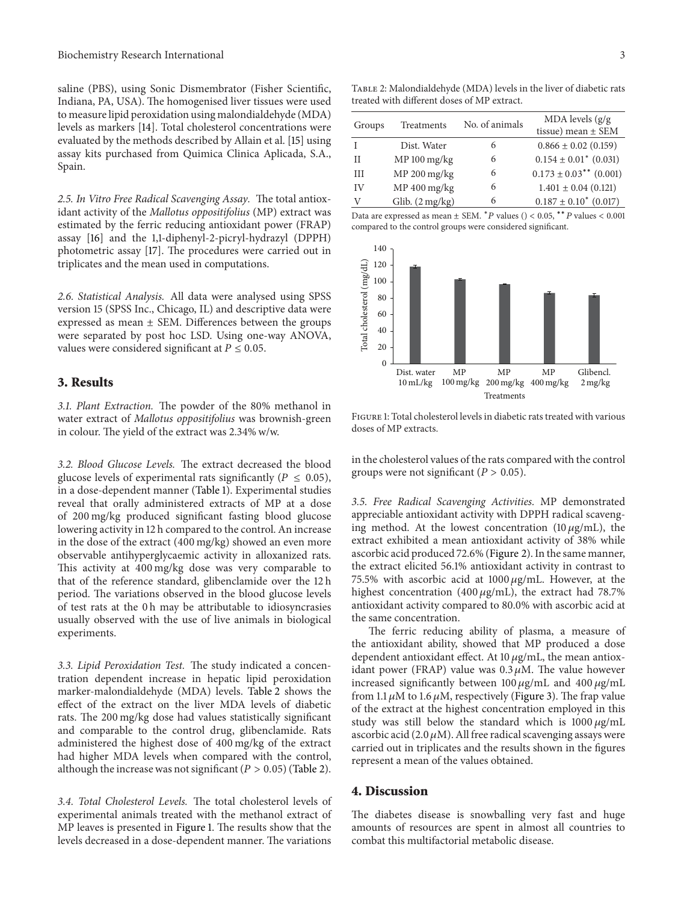saline (PBS), using Sonic Dismembrator (Fisher Scientific, Indiana, PA, USA). The homogenised liver tissues were used to measure lipid peroxidation using malondialdehyde (MDA) levels as markers [14]. Total cholesterol concentrations were evaluated by the methods described by Allain et al. [15] using assay kits purchased from Quimica Clinica Aplicada, S.A., Spain.

*2.5. In Vitro Free Radical Scavenging Assay.* The total antioxidant activity of the *Mallotus oppositifolius* (MP) extract was estimated by the ferric reducing antioxidant power (FRAP) assay [16] and the 1,1-diphenyl-2-picryl-hydrazyl (DPPH) photometric assay [17]. The procedures were carried out in triplicates and the mean used in computations.

*2.6. Statistical Analysis.* All data were analysed using SPSS version 15 (SPSS Inc., Chicago, IL) and descriptive data were expressed as mean ± SEM. Differences between the groups were separated by post hoc LSD. Using one-way ANOVA, values were considered significant at $P \leq 0.05$.

## 3. Results

*3.1. Plant Extraction.* The powder of the 80% methanol in water extract of *Mallotus oppositifolius* was brownish-green in colour. The yield of the extract was 2.34% w/w.

*3.2. Blood Glucose Levels.* The extract decreased the blood glucose levels of experimental rats significantly ($P \leq 0.05$), in a dose-dependent manner (Table 1). Experimental studies reveal that orally administered extracts of MP at a dose of 200 mg/kg produced significant fasting blood glucose lowering activity in 12 h compared to the control. An increase in the dose of the extract (400 mg/kg) showed an even more observable antihyperglycaemic activity in alloxanized rats. This activity at 400 mg/kg dose was very comparable to that of the reference standard, glibenclamide over the 12 h period. The variations observed in the blood glucose levels of test rats at the 0 h may be attributable to idiosyncrasies usually observed with the use of live animals in biological experiments.

*3.3. Lipid Peroxidation Test.* The study indicated a concentration dependent increase in hepatic lipid peroxidation marker-malondialdehyde (MDA) levels. Table 2 shows the effect of the extract on the liver MDA levels of diabetic rats. The 200 mg/kg dose had values statistically significant and comparable to the control drug, glibenclamide. Rats administered the highest dose of 400 mg/kg of the extract had higher MDA levels when compared with the control, although the increase was not significant ($P > 0.05$) (Table 2).

*3.4. Total Cholesterol Levels.* The total cholesterol levels of experimental animals treated with the methanol extract of MP leaves is presented in Figure 1. The results show that the levels decreased in a dose-dependent manner. The variations in the cholesterol values of the rats compared with the control groups were not significant ($P > 0.05$).

Table 2: Malondialdehyde (MDA) levels in the liver of diabetic rats treated with different doses of MP extract.

| Groups | Treatments | No. of animals | MDA levels (g/g tissue) mean ± SEM |
|---|---|---|---|
| I | Dist. Water | 6 | 0.866 ± 0.02 (0.159) |
| II | MP 100 mg/kg | 6 | 0.154 ± 0.01* (0.031) |
| III | MP 200 mg/kg | 6 | 0.173 ± 0.03** (0.001) |
| IV | MP 400 mg/kg | 6 | 1.401 ± 0.04 (0.121) |
| V | Glib. (2 mg/kg) | 6 | 0.187 ± 0.10* (0.017) |

Data are expressed as mean ± SEM. *$P$ values () < 0.05, **$P$ values < 0.001 compared to the control groups were considered significant.

Figure 1: Total cholesterol levels in diabetic rats treated with various doses of MP extracts.

*3.5. Free Radical Scavenging Activities.* MP demonstrated appreciable antioxidant activity with DPPH radical scavenging method. At the lowest concentration (10 $\mu$g/mL), the extract exhibited a mean antioxidant activity of 38% while ascorbic acid produced 72.6% (Figure 2). In the same manner, the extract elicited 56.1% antioxidant activity in contrast to 75.5% with ascorbic acid at 1000 $\mu$g/mL. However, at the highest concentration (400 $\mu$g/mL), the extract had 78.7% antioxidant activity compared to 80.0% with ascorbic acid at the same concentration.

The ferric reducing ability of plasma, a measure of the antioxidant ability, showed that MP produced a dose dependent antioxidant effect. At 10 $\mu$g/mL, the mean antioxidant power (FRAP) value was 0.3 $\mu$M. The value however increased significantly between 100 $\mu$g/mL and 400 $\mu$g/mL from 1.1 $\mu$M to 1.6 $\mu$M, respectively (Figure 3). The frap value of the extract at the highest concentration employed in this study was still below the standard which is 1000 $\mu$g/mL ascorbic acid (2.0 $\mu$M). All free radical scavenging assays were carried out in triplicates and the results shown in the figures represent a mean of the values obtained.

## 4. Discussion

The diabetes disease is snowballing very fast and huge amounts of resources are spent in almost all countries to combat this multifactorial metabolic disease.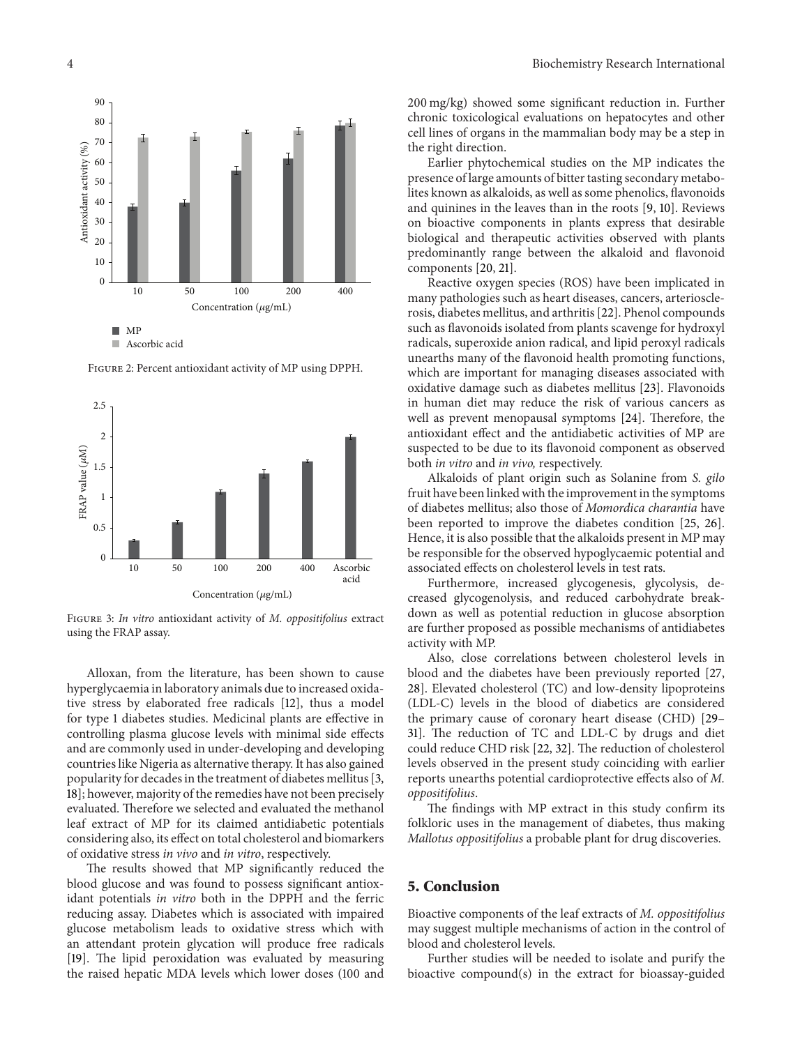Figure 2: Percent antioxidant activity of MP using DPPH.

Figure 3: *In vitro* antioxidant activity of *M. oppositifolius* extract using the FRAP assay.

Alloxan, from the literature, has been shown to cause hyperglycaemia in laboratory animals due to increased oxidative stress by elaborated free radicals [12], thus a model for type 1 diabetes studies. Medicinal plants are effective in controlling plasma glucose levels with minimal side effects and are commonly used in under-developing and developing countries like Nigeria as alternative therapy. It has also gained popularity for decades in the treatment of diabetes mellitus [3, 18]; however, majority of the remedies have not been precisely evaluated. Therefore we selected and evaluated the methanol leaf extract of MP for its claimed antidiabetic potentials considering also, its effect on total cholesterol and biomarkers of oxidative stress *in vivo* and *in vitro*, respectively.

The results showed that MP significantly reduced the blood glucose and was found to possess significant antioxidant potentials *in vitro* both in the DPPH and the ferric reducing assay. Diabetes which is associated with impaired glucose metabolism leads to oxidative stress which with an attendant protein glycation will produce free radicals [19]. The lipid peroxidation was evaluated by measuring the raised hepatic MDA levels which lower doses (100 and 200 mg/kg) showed some significant reduction in. Further chronic toxicological evaluations on hepatocytes and other cell lines of organs in the mammalian body may be a step in the right direction.

Earlier phytochemical studies on the MP indicates the presence of large amounts of bitter tasting secondary metabolites known as alkaloids, as well as some phenolics, flavonoids and quinines in the leaves than in the roots [9, 10]. Reviews on bioactive components in plants express that desirable biological and therapeutic activities observed with plants predominantly range between the alkaloid and flavonoid components [20, 21].

Reactive oxygen species (ROS) have been implicated in many pathologies such as heart diseases, cancers, arteriosclerosis, diabetes mellitus, and arthritis [22]. Phenol compounds such as flavonoids isolated from plants scavenge for hydroxyl radicals, superoxide anion radical, and lipid peroxyl radicals unearths many of the flavonoid health promoting functions, which are important for managing diseases associated with oxidative damage such as diabetes mellitus [23]. Flavonoids in human diet may reduce the risk of various cancers as well as prevent menopausal symptoms [24]. Therefore, the antioxidant effect and the antidiabetic activities of MP are suspected to be due to its flavonoid component as observed both *in vitro* and *in vivo,* respectively.

Alkaloids of plant origin such as Solanine from *S. gilo* fruit have been linked with the improvement in the symptoms of diabetes mellitus; also those of *Momordica charantia* have been reported to improve the diabetes condition [25, 26]. Hence, it is also possible that the alkaloids present in MP may be responsible for the observed hypoglycaemic potential and associated effects on cholesterol levels in test rats.

Furthermore, increased glycogenesis, glycolysis, decreased glycogenolysis, and reduced carbohydrate breakdown as well as potential reduction in glucose absorption are further proposed as possible mechanisms of antidiabetes activity with MP.

Also, close correlations between cholesterol levels in blood and the diabetes have been previously reported [27, 28]. Elevated cholesterol (TC) and low-density lipoproteins (LDL-C) levels in the blood of diabetics are considered the primary cause of coronary heart disease (CHD) [29–31]. The reduction of TC and LDL-C by drugs and diet could reduce CHD risk [22, 32]. The reduction of cholesterol levels observed in the present study coinciding with earlier reports unearths potential cardioprotective effects also of *M. oppositifolius*.

The findings with MP extract in this study confirm its folkloric uses in the management of diabetes, thus making *Mallotus oppositifolius* a probable plant for drug discoveries.

## 5. Conclusion

Bioactive components of the leaf extracts of *M. oppositifolius* may suggest multiple mechanisms of action in the control of blood and cholesterol levels.

Further studies will be needed to isolate and purify the bioactive compound(s) in the extract for bioassay-guided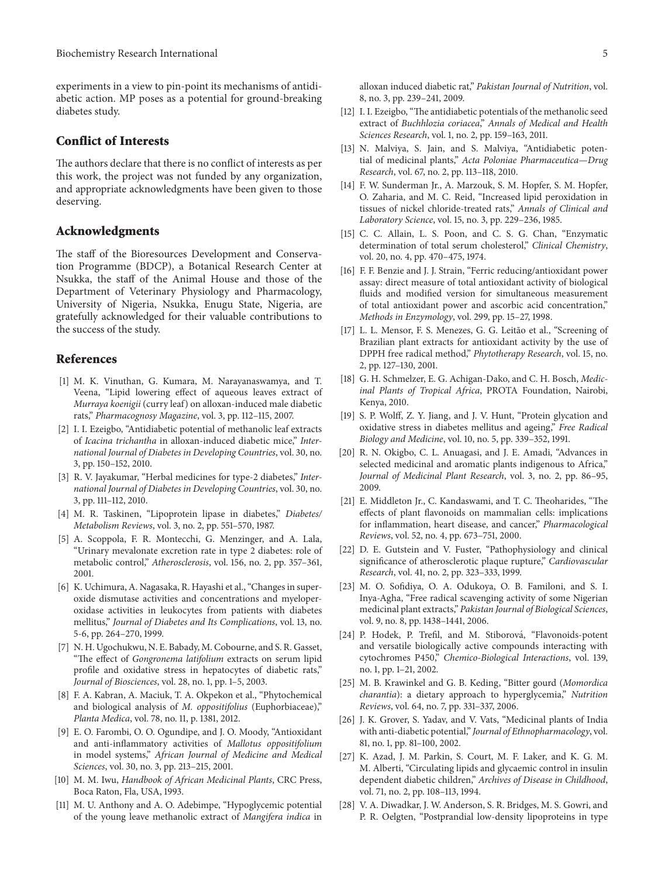experiments in a view to pin-point its mechanisms of antidiabetic action. MP poses as a potential for ground-breaking diabetes study.

## Conflict of Interests

The authors declare that there is no conflict of interests as per this work, the project was not funded by any organization, and appropriate acknowledgments have been given to those deserving.

## Acknowledgments

The staff of the Bioresources Development and Conservation Programme (BDCP), a Botanical Research Center at Nsukka, the staff of the Animal House and those of the Department of Veterinary Physiology and Pharmacology, University of Nigeria, Nsukka, Enugu State, Nigeria, are gratefully acknowledged for their valuable contributions to the success of the study.

## References

[1] M. K. Vinuthan, G. Kumara, M. Narayanaswamya, and T. Veena, "Lipid lowering effect of aqueous leaves extract of *Murraya koenigii* (curry leaf) on alloxan-induced male diabetic rats," *Pharmacognosy Magazine*, vol. 3, pp. 112–115, 2007.

[2] I. I. Ezeigbo, "Antidiabetic potential of methanolic leaf extracts of *Icacina trichantha* in alloxan-induced diabetic mice," *International Journal of Diabetes in Developing Countries*, vol. 30, no. 3, pp. 150–152, 2010.

[3] R. V. Jayakumar, "Herbal medicines for type-2 diabetes," *International Journal of Diabetes in Developing Countries*, vol. 30, no. 3, pp. 111–112, 2010.

[4] M. R. Taskinen, "Lipoprotein lipase in diabetes," *Diabetes/Metabolism Reviews*, vol. 3, no. 2, pp. 551–570, 1987.

[5] A. Scoppola, F. R. Montecchi, G. Menzinger, and A. Lala, "Urinary mevalonate excretion rate in type 2 diabetes: role of metabolic control," *Atherosclerosis*, vol. 156, no. 2, pp. 357–361, 2001.

[6] K. Uchimura, A. Nagasaka, R. Hayashi et al., "Changes in superoxide dismutase activities and concentrations and myeloperoxidase activities in leukocytes from patients with diabetes mellitus," *Journal of Diabetes and Its Complications*, vol. 13, no. 5-6, pp. 264–270, 1999.

[7] N. H. Ugochukwu, N. E. Babady, M. Cobourne, and S. R. Gasset, "The effect of *Gongronema latifolium* extracts on serum lipid profile and oxidative stress in hepatocytes of diabetic rats," *Journal of Biosciences*, vol. 28, no. 1, pp. 1–5, 2003.

[8] F. A. Kabran, A. Maciuk, T. A. Okpekon et al., "Phytochemical and biological analysis of *M. oppositifolius* (Euphorbiaceae)," *Planta Medica*, vol. 78, no. 11, p. 1381, 2012.

[9] E. O. Farombi, O. O. Ogundipe, and J. O. Moody, "Antioxidant and anti-inflammatory activities of *Mallotus oppositifolium* in model systems," *African Journal of Medicine and Medical Sciences*, vol. 30, no. 3, pp. 213–215, 2001.

[10] M. M. Iwu, *Handbook of African Medicinal Plants*, CRC Press, Boca Raton, Fla, USA, 1993.

[11] M. U. Anthony and A. O. Adebimpe, "Hypoglycemic potential of the young leave methanolic extract of *Mangifera indica* in alloxan induced diabetic rat," *Pakistan Journal of Nutrition*, vol. 8, no. 3, pp. 239–241, 2009.

[12] I. I. Ezeigbo, "The antidiabetic potentials of the methanolic seed extract of *Buchhlozia coriacea*," *Annals of Medical and Health Sciences Research*, vol. 1, no. 2, pp. 159–163, 2011.

[13] N. Malviya, S. Jain, and S. Malviya, "Antidiabetic potential of medicinal plants," *Acta Poloniae Pharmaceutica—Drug Research*, vol. 67, no. 2, pp. 113–118, 2010.

[14] F. W. Sunderman Jr., A. Marzouk, S. M. Hopfer, S. M. Hopfer, O. Zaharia, and M. C. Reid, "Increased lipid peroxidation in tissues of nickel chloride-treated rats," *Annals of Clinical and Laboratory Science*, vol. 15, no. 3, pp. 229–236, 1985.

[15] C. C. Allain, L. S. Poon, and C. S. G. Chan, "Enzymatic determination of total serum cholesterol," *Clinical Chemistry*, vol. 20, no. 4, pp. 470–475, 1974.

[16] F. F. Benzie and J. J. Strain, "Ferric reducing/antioxidant power assay: direct measure of total antioxidant activity of biological fluids and modified version for simultaneous measurement of total antioxidant power and ascorbic acid concentration," *Methods in Enzymology*, vol. 299, pp. 15–27, 1998.

[17] L. L. Mensor, F. S. Menezes, G. G. Leitão et al., "Screening of Brazilian plant extracts for antioxidant activity by the use of DPPH free radical method," *Phytotherapy Research*, vol. 15, no. 2, pp. 127–130, 2001.

[18] G. H. Schmelzer, E. G. Achigan-Dako, and C. H. Bosch, *Medicinal Plants of Tropical Africa*, PROTA Foundation, Nairobi, Kenya, 2010.

[19] S. P. Wolff, Z. Y. Jiang, and J. V. Hunt, "Protein glycation and oxidative stress in diabetes mellitus and ageing," *Free Radical Biology and Medicine*, vol. 10, no. 5, pp. 339–352, 1991.

[20] R. N. Okigbo, C. L. Anuagasi, and J. E. Amadi, "Advances in selected medicinal and aromatic plants indigenous to Africa," *Journal of Medicinal Plant Research*, vol. 3, no. 2, pp. 86–95, 2009.

[21] E. Middleton Jr., C. Kandaswami, and T. C. Theoharides, "The effects of plant flavonoids on mammalian cells: implications for inflammation, heart disease, and cancer," *Pharmacological Reviews*, vol. 52, no. 4, pp. 673–751, 2000.

[22] D. E. Gutstein and V. Fuster, "Pathophysiology and clinical significance of atherosclerotic plaque rupture," *Cardiovascular Research*, vol. 41, no. 2, pp. 323–333, 1999.

[23] M. O. Sofidiya, O. A. Odukoya, O. B. Familoni, and S. I. Inya-Agha, "Free radical scavenging activity of some Nigerian medicinal plant extracts," *Pakistan Journal of Biological Sciences*, vol. 9, no. 8, pp. 1438–1441, 2006.

[24] P. Hodek, P. Trefil, and M. Stiborová, "Flavonoids-potent and versatile biologically active compounds interacting with cytochromes P450," *Chemico-Biological Interactions*, vol. 139, no. 1, pp. 1–21, 2002.

[25] M. B. Krawinkel and G. B. Keding, "Bitter gourd (*Momordica charantia*): a dietary approach to hyperglycemia," *Nutrition Reviews*, vol. 64, no. 7, pp. 331–337, 2006.

[26] J. K. Grover, S. Yadav, and V. Vats, "Medicinal plants of India with anti-diabetic potential," *Journal of Ethnopharmacology*, vol. 81, no. 1, pp. 81–100, 2002.

[27] K. Azad, J. M. Parkin, S. Court, M. F. Laker, and K. G. M. M. Alberti, "Circulating lipids and glycaemic control in insulin dependent diabetic children," *Archives of Disease in Childhood*, vol. 71, no. 2, pp. 108–113, 1994.

[28] V. A. Diwadkar, J. W. Anderson, S. R. Bridges, M. S. Gowri, and P. R. Oelgten, "Postprandial low-density lipoproteins in type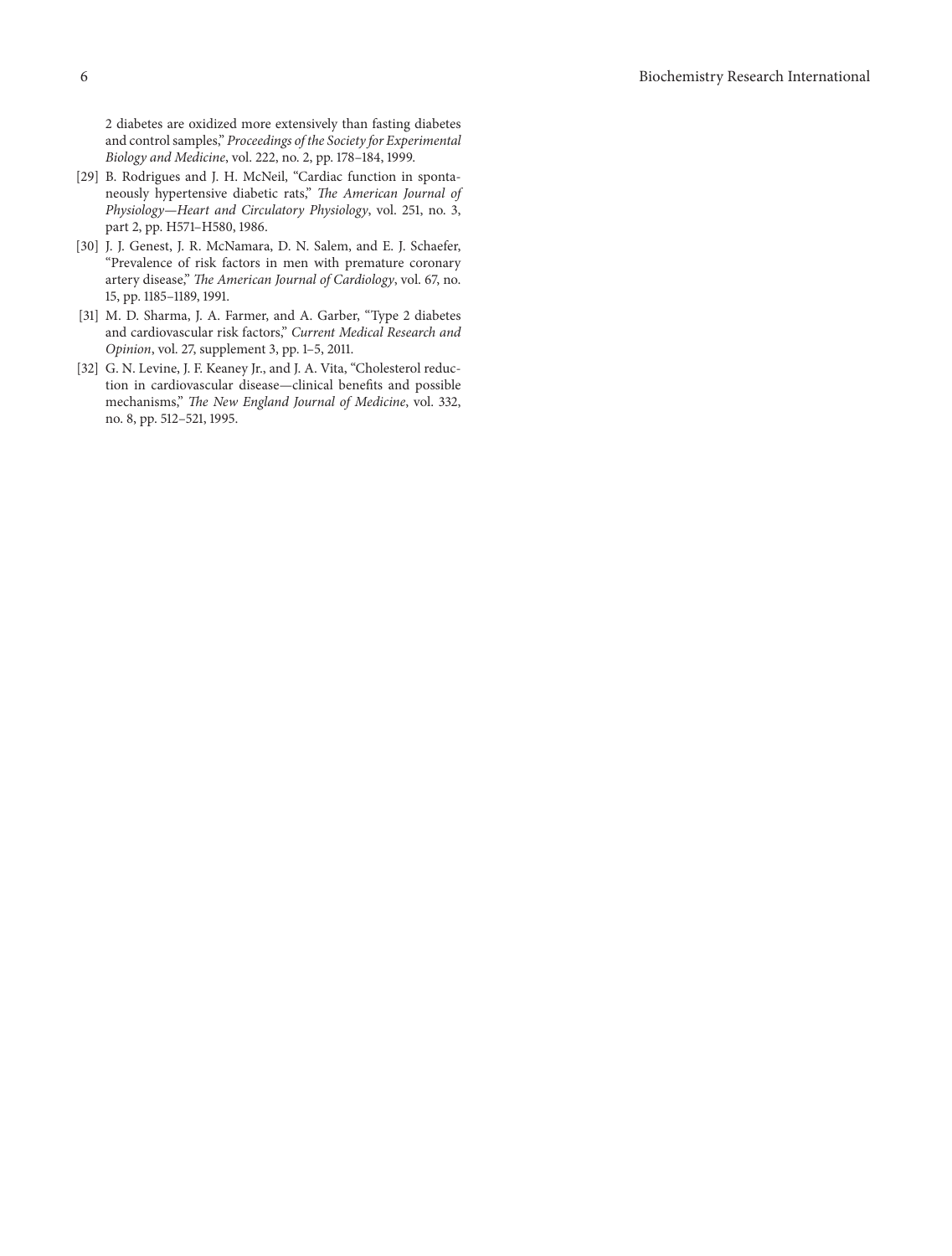2 diabetes are oxidized more extensively than fasting diabetes and control samples," *Proceedings of the Society for Experimental Biology and Medicine*, vol. 222, no. 2, pp. 178–184, 1999.

[29] B. Rodrigues and J. H. McNeil, "Cardiac function in spontaneously hypertensive diabetic rats," *The American Journal of Physiology—Heart and Circulatory Physiology*, vol. 251, no. 3, part 2, pp. H571–H580, 1986.

[30] J. J. Genest, J. R. McNamara, D. N. Salem, and E. J. Schaefer, "Prevalence of risk factors in men with premature coronary artery disease," *The American Journal of Cardiology*, vol. 67, no. 15, pp. 1185–1189, 1991.

[31] M. D. Sharma, J. A. Farmer, and A. Garber, "Type 2 diabetes and cardiovascular risk factors," *Current Medical Research and Opinion*, vol. 27, supplement 3, pp. 1–5, 2011.

[32] G. N. Levine, J. F. Keaney Jr., and J. A. Vita, "Cholesterol reduction in cardiovascular disease—clinical benefits and possible mechanisms," *The New England Journal of Medicine*, vol. 332, no. 8, pp. 512–521, 1995.